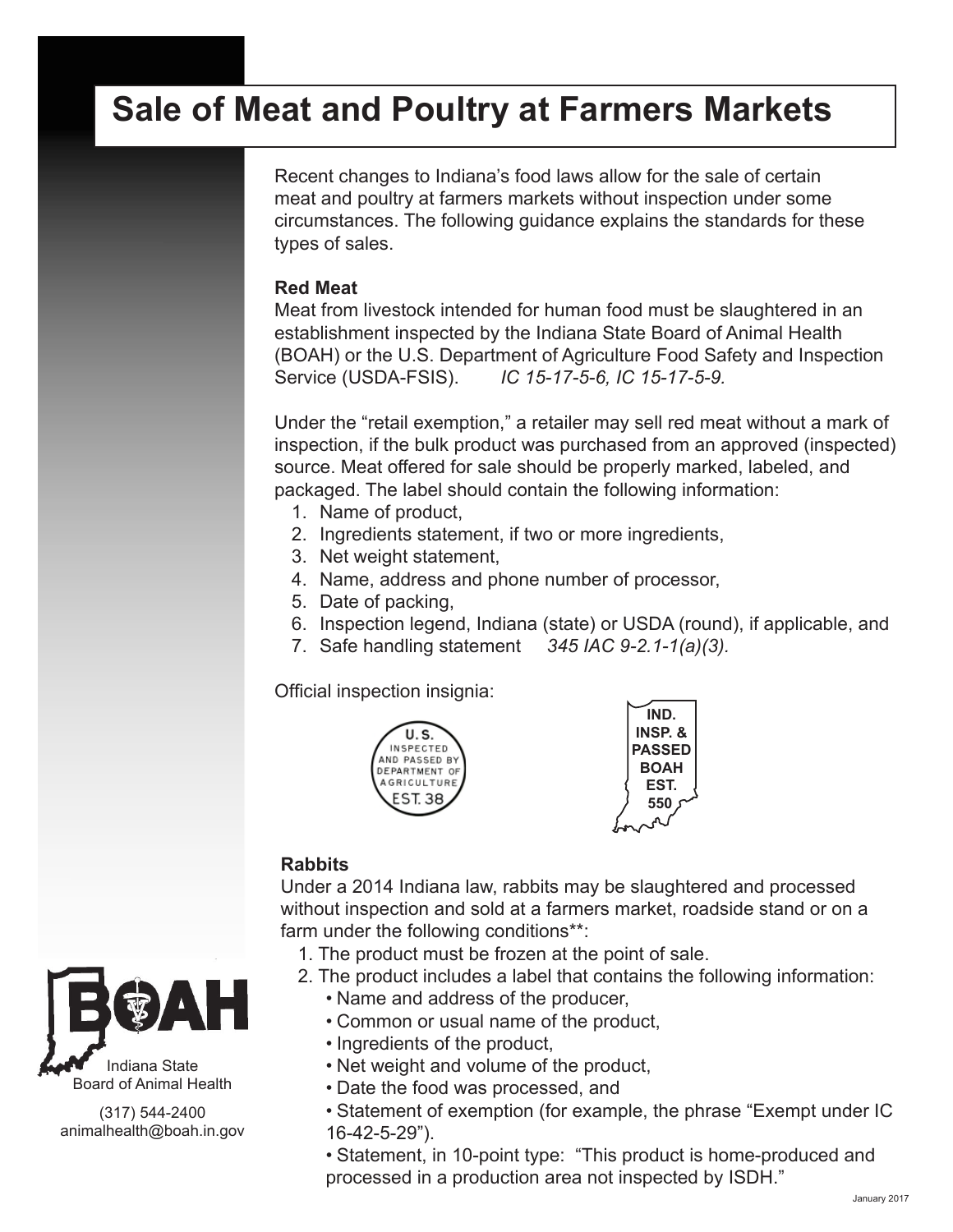# Sale of Meat and Poultry at Farmers Markets

Recent changes to Indiana's food laws allow for the sale of certain meat and poultry at farmers markets without inspection under some circumstances. The following guidance explains the standards for these types of sales.

**Red Meat**

Meat from livestock intended for human food must be slaughtered in an establishment inspected by the Indiana State Board of Animal Health (BOAH) or the U.S. Department of Agriculture Food Safety and Inspection Service (USDA-FSIS). *IC 15-17-5-6, IC 15-17-5-9.*

Under the "retail exemption," a retailer may sell red meat without a mark of inspection, if the bulk product was purchased from an approved (inspected) source. Meat offered for sale should be properly marked, labeled, and packaged. The label should contain the following information:

1. Name of product,
2. Ingredients statement, if two or more ingredients,
3. Net weight statement,
4. Name, address and phone number of processor,
5. Date of packing,
6. Inspection legend, Indiana (state) or USDA (round), if applicable, and
7. Safe handling statement *345 IAC 9-2.1-1(a)(3).*

Official inspection insignia:

U.S. INSPECTED AND PASSED BY DEPARTMENT OF AGRICULTURE EST. 38

IND. INSP. & PASSED BOAH EST. 550

**Rabbits**

Under a 2014 Indiana law, rabbits may be slaughtered and processed without inspection and sold at a farmers market, roadside stand or on a farm under the following conditions**:

1. The product must be frozen at the point of sale.
2. The product includes a label that contains the following information:
   - Name and address of the producer,
   - Common or usual name of the product,
   - Ingredients of the product,
   - Net weight and volume of the product,
   - Date the food was processed, and
   - Statement of exemption (for example, the phrase "Exempt under IC 16-42-5-29").
   - Statement, in 10-point type: "This product is home-produced and processed in a production area not inspected by ISDH."

BOAH
Indiana State Board of Animal Health

(317) 544-2400
animalhealth@boah.in.gov

January 2017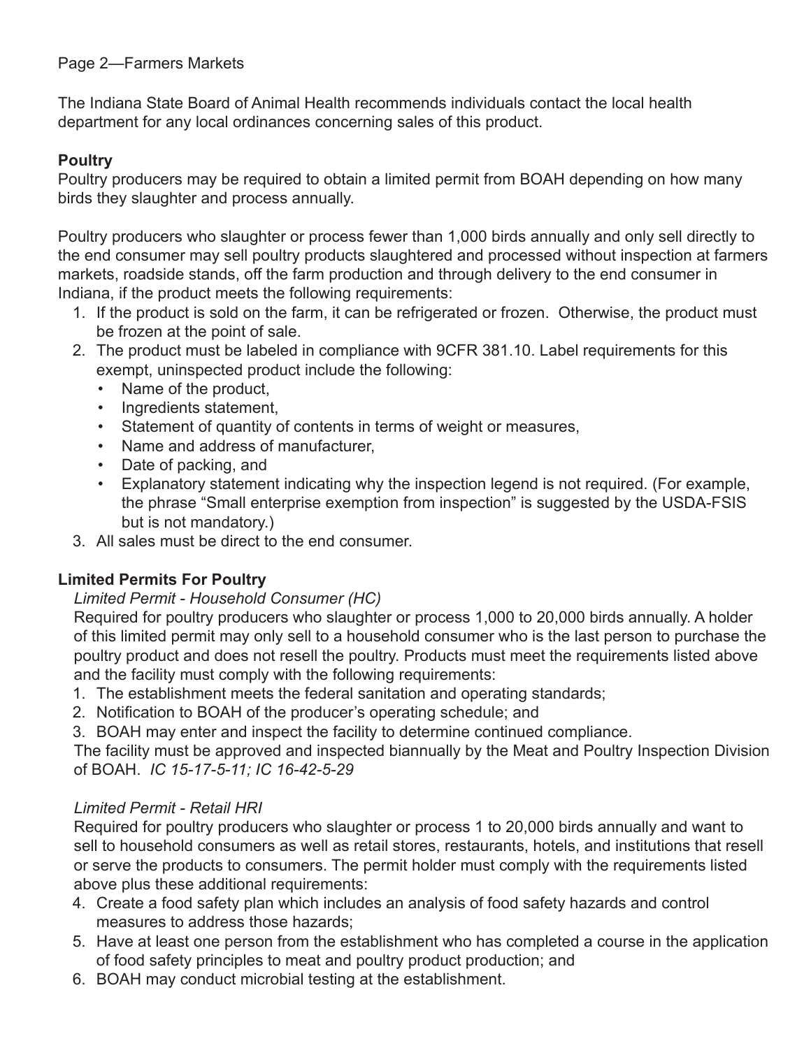The Indiana State Board of Animal Health recommends individuals contact the local health department for any local ordinances concerning sales of this product.

**Poultry**

Poultry producers may be required to obtain a limited permit from BOAH depending on how many birds they slaughter and process annually.

Poultry producers who slaughter or process fewer than 1,000 birds annually and only sell directly to the end consumer may sell poultry products slaughtered and processed without inspection at farmers markets, roadside stands, off the farm production and through delivery to the end consumer in Indiana, if the product meets the following requirements:

1. If the product is sold on the farm, it can be refrigerated or frozen. Otherwise, the product must be frozen at the point of sale.
2. The product must be labeled in compliance with 9CFR 381.10. Label requirements for this exempt, uninspected product include the following:
   - Name of the product,
   - Ingredients statement,
   - Statement of quantity of contents in terms of weight or measures,
   - Name and address of manufacturer,
   - Date of packing, and
   - Explanatory statement indicating why the inspection legend is not required. (For example, the phrase "Small enterprise exemption from inspection" is suggested by the USDA-FSIS but is not mandatory.)
3. All sales must be direct to the end consumer.

**Limited Permits For Poultry**

*Limited Permit - Household Consumer (HC)*

Required for poultry producers who slaughter or process 1,000 to 20,000 birds annually. A holder of this limited permit may only sell to a household consumer who is the last person to purchase the poultry product and does not resell the poultry. Products must meet the requirements listed above and the facility must comply with the following requirements:

1. The establishment meets the federal sanitation and operating standards;
2. Notification to BOAH of the producer's operating schedule; and
3. BOAH may enter and inspect the facility to determine continued compliance.

The facility must be approved and inspected biannually by the Meat and Poultry Inspection Division of BOAH. *IC 15-17-5-11; IC 16-42-5-29*

*Limited Permit - Retail HRI*

Required for poultry producers who slaughter or process 1 to 20,000 birds annually and want to sell to household consumers as well as retail stores, restaurants, hotels, and institutions that resell or serve the products to consumers. The permit holder must comply with the requirements listed above plus these additional requirements:

4. Create a food safety plan which includes an analysis of food safety hazards and control measures to address those hazards;
5. Have at least one person from the establishment who has completed a course in the application of food safety principles to meat and poultry product production; and
6. BOAH may conduct microbial testing at the establishment.